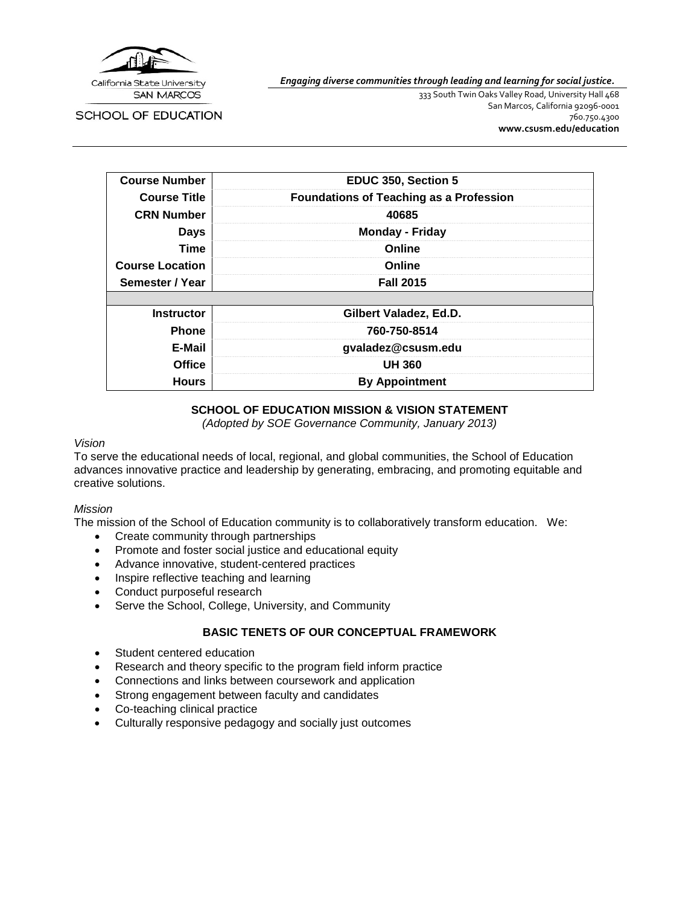California State University
SAN MARCOS

SCHOOL OF EDUCATION

*Engaging diverse communities through leading and learning for social justice.*

333 South Twin Oaks Valley Road, University Hall 468
San Marcos, California 92096-0001
760.750.4300
**www.csusm.edu/education**

| | |
|---|---|
| **Course Number** | **EDUC 350, Section 5** |
| **Course Title** | **Foundations of Teaching as a Profession** |
| **CRN Number** | **40685** |
| **Days** | **Monday - Friday** |
| **Time** | **Online** |
| **Course Location** | **Online** |
| **Semester / Year** | **Fall 2015** |
| | |
| **Instructor** | **Gilbert Valadez, Ed.D.** |
| **Phone** | **760-750-8514** |
| **E-Mail** | **gvaladez@csusm.edu** |
| **Office** | **UH 360** |
| **Hours** | **By Appointment** |

## SCHOOL OF EDUCATION MISSION & VISION STATEMENT

*(Adopted by SOE Governance Community, January 2013)*

*Vision*

To serve the educational needs of local, regional, and global communities, the School of Education advances innovative practice and leadership by generating, embracing, and promoting equitable and creative solutions.

*Mission*

The mission of the School of Education community is to collaboratively transform education. We:

- Create community through partnerships
- Promote and foster social justice and educational equity
- Advance innovative, student-centered practices
- Inspire reflective teaching and learning
- Conduct purposeful research
- Serve the School, College, University, and Community

## BASIC TENETS OF OUR CONCEPTUAL FRAMEWORK

- Student centered education
- Research and theory specific to the program field inform practice
- Connections and links between coursework and application
- Strong engagement between faculty and candidates
- Co-teaching clinical practice
- Culturally responsive pedagogy and socially just outcomes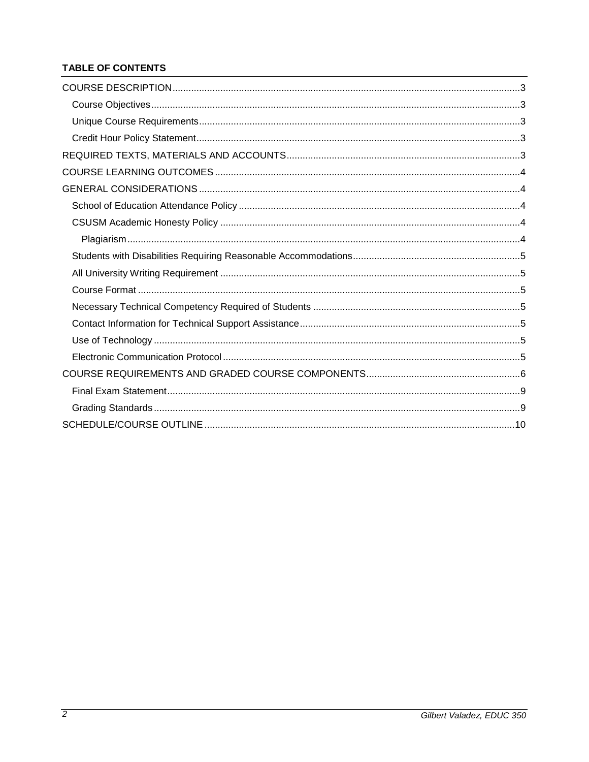**TABLE OF CONTENTS**

COURSE DESCRIPTION .......... 3
- Course Objectives .......... 3
- Unique Course Requirements .......... 3
- Credit Hour Policy Statement .......... 3

REQUIRED TEXTS, MATERIALS AND ACCOUNTS .......... 3

COURSE LEARNING OUTCOMES .......... 4

GENERAL CONSIDERATIONS .......... 4
- School of Education Attendance Policy .......... 4
- CSUSM Academic Honesty Policy .......... 4
  - Plagiarism .......... 4
- Students with Disabilities Requiring Reasonable Accommodations .......... 5
- All University Writing Requirement .......... 5
- Course Format .......... 5
- Necessary Technical Competency Required of Students .......... 5
- Contact Information for Technical Support Assistance .......... 5
- Use of Technology .......... 5
- Electronic Communication Protocol .......... 5

COURSE REQUIREMENTS AND GRADED COURSE COMPONENTS .......... 6
- Final Exam Statement .......... 9
- Grading Standards .......... 9

SCHEDULE/COURSE OUTLINE .......... 10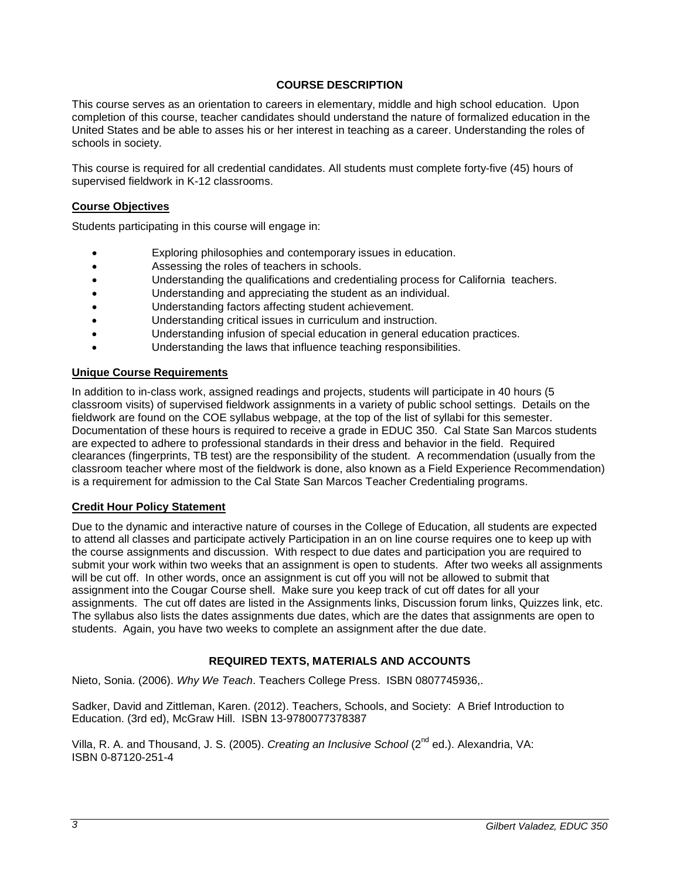## COURSE DESCRIPTION

This course serves as an orientation to careers in elementary, middle and high school education. Upon completion of this course, teacher candidates should understand the nature of formalized education in the United States and be able to asses his or her interest in teaching as a career. Understanding the roles of schools in society.

This course is required for all credential candidates. All students must complete forty-five (45) hours of supervised fieldwork in K-12 classrooms.

### Course Objectives

Students participating in this course will engage in:

- Exploring philosophies and contemporary issues in education.
- Assessing the roles of teachers in schools.
- Understanding the qualifications and credentialing process for California teachers.
- Understanding and appreciating the student as an individual.
- Understanding factors affecting student achievement.
- Understanding critical issues in curriculum and instruction.
- Understanding infusion of special education in general education practices.
- Understanding the laws that influence teaching responsibilities.

### Unique Course Requirements

In addition to in-class work, assigned readings and projects, students will participate in 40 hours (5 classroom visits) of supervised fieldwork assignments in a variety of public school settings. Details on the fieldwork are found on the COE syllabus webpage, at the top of the list of syllabi for this semester. Documentation of these hours is required to receive a grade in EDUC 350. Cal State San Marcos students are expected to adhere to professional standards in their dress and behavior in the field. Required clearances (fingerprints, TB test) are the responsibility of the student. A recommendation (usually from the classroom teacher where most of the fieldwork is done, also known as a Field Experience Recommendation) is a requirement for admission to the Cal State San Marcos Teacher Credentialing programs.

### Credit Hour Policy Statement

Due to the dynamic and interactive nature of courses in the College of Education, all students are expected to attend all classes and participate actively Participation in an on line course requires one to keep up with the course assignments and discussion. With respect to due dates and participation you are required to submit your work within two weeks that an assignment is open to students. After two weeks all assignments will be cut off. In other words, once an assignment is cut off you will not be allowed to submit that assignment into the Cougar Course shell. Make sure you keep track of cut off dates for all your assignments. The cut off dates are listed in the Assignments links, Discussion forum links, Quizzes link, etc. The syllabus also lists the dates assignments due dates, which are the dates that assignments are open to students. Again, you have two weeks to complete an assignment after the due date.

## REQUIRED TEXTS, MATERIALS AND ACCOUNTS

Nieto, Sonia. (2006). *Why We Teach*. Teachers College Press. ISBN 0807745936,.

Sadker, David and Zittleman, Karen. (2012). Teachers, Schools, and Society: A Brief Introduction to Education. (3rd ed), McGraw Hill. ISBN 13-9780077378387

Villa, R. A. and Thousand, J. S. (2005). *Creating an Inclusive School* (2nd ed.). Alexandria, VA: ISBN 0-87120-251-4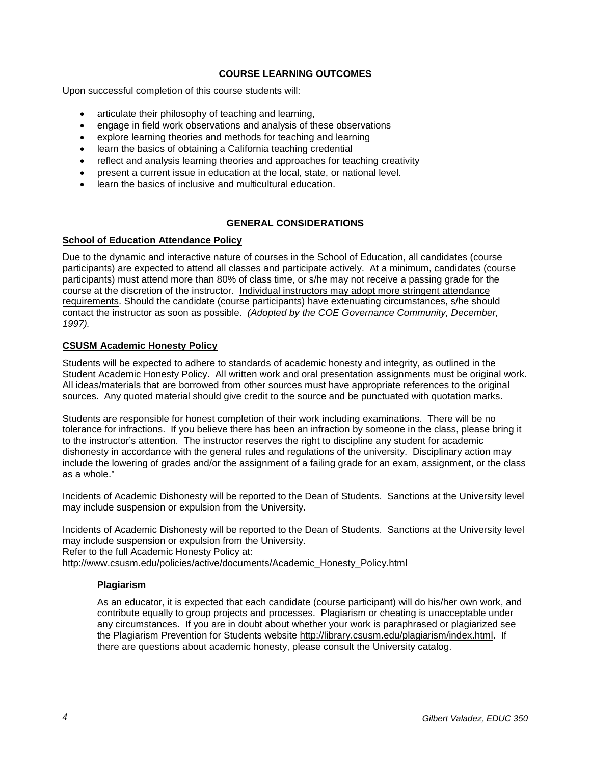## COURSE LEARNING OUTCOMES

Upon successful completion of this course students will:

- articulate their philosophy of teaching and learning,
- engage in field work observations and analysis of these observations
- explore learning theories and methods for teaching and learning
- learn the basics of obtaining a California teaching credential
- reflect and analysis learning theories and approaches for teaching creativity
- present a current issue in education at the local, state, or national level.
- learn the basics of inclusive and multicultural education.

## GENERAL CONSIDERATIONS

### School of Education Attendance Policy

Due to the dynamic and interactive nature of courses in the School of Education, all candidates (course participants) are expected to attend all classes and participate actively. At a minimum, candidates (course participants) must attend more than 80% of class time, or s/he may not receive a passing grade for the course at the discretion of the instructor. Individual instructors may adopt more stringent attendance requirements. Should the candidate (course participants) have extenuating circumstances, s/he should contact the instructor as soon as possible. *(Adopted by the COE Governance Community, December, 1997).*

### CSUSM Academic Honesty Policy

Students will be expected to adhere to standards of academic honesty and integrity, as outlined in the Student Academic Honesty Policy. All written work and oral presentation assignments must be original work. All ideas/materials that are borrowed from other sources must have appropriate references to the original sources. Any quoted material should give credit to the source and be punctuated with quotation marks.

Students are responsible for honest completion of their work including examinations. There will be no tolerance for infractions. If you believe there has been an infraction by someone in the class, please bring it to the instructor's attention. The instructor reserves the right to discipline any student for academic dishonesty in accordance with the general rules and regulations of the university. Disciplinary action may include the lowering of grades and/or the assignment of a failing grade for an exam, assignment, or the class as a whole."

Incidents of Academic Dishonesty will be reported to the Dean of Students. Sanctions at the University level may include suspension or expulsion from the University.

Incidents of Academic Dishonesty will be reported to the Dean of Students. Sanctions at the University level may include suspension or expulsion from the University.
Refer to the full Academic Honesty Policy at:
http://www.csusm.edu/policies/active/documents/Academic_Honesty_Policy.html

#### Plagiarism

As an educator, it is expected that each candidate (course participant) will do his/her own work, and contribute equally to group projects and processes. Plagiarism or cheating is unacceptable under any circumstances. If you are in doubt about whether your work is paraphrased or plagiarized see the Plagiarism Prevention for Students website http://library.csusm.edu/plagiarism/index.html. If there are questions about academic honesty, please consult the University catalog.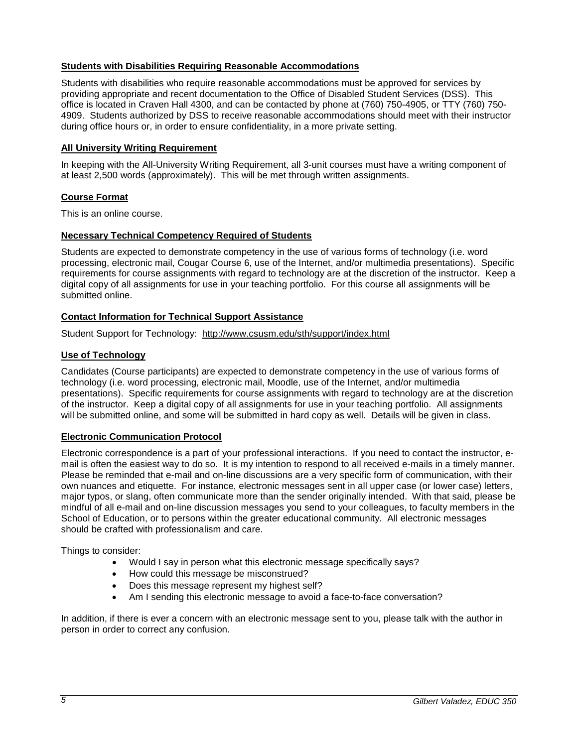### Students with Disabilities Requiring Reasonable Accommodations

Students with disabilities who require reasonable accommodations must be approved for services by providing appropriate and recent documentation to the Office of Disabled Student Services (DSS). This office is located in Craven Hall 4300, and can be contacted by phone at (760) 750-4905, or TTY (760) 750-4909. Students authorized by DSS to receive reasonable accommodations should meet with their instructor during office hours or, in order to ensure confidentiality, in a more private setting.

### All University Writing Requirement

In keeping with the All-University Writing Requirement, all 3-unit courses must have a writing component of at least 2,500 words (approximately). This will be met through written assignments.

### Course Format

This is an online course.

### Necessary Technical Competency Required of Students

Students are expected to demonstrate competency in the use of various forms of technology (i.e. word processing, electronic mail, Cougar Course 6, use of the Internet, and/or multimedia presentations). Specific requirements for course assignments with regard to technology are at the discretion of the instructor. Keep a digital copy of all assignments for use in your teaching portfolio. For this course all assignments will be submitted online.

### Contact Information for Technical Support Assistance

Student Support for Technology: http://www.csusm.edu/sth/support/index.html

### Use of Technology

Candidates (Course participants) are expected to demonstrate competency in the use of various forms of technology (i.e. word processing, electronic mail, Moodle, use of the Internet, and/or multimedia presentations). Specific requirements for course assignments with regard to technology are at the discretion of the instructor. Keep a digital copy of all assignments for use in your teaching portfolio. All assignments will be submitted online, and some will be submitted in hard copy as well. Details will be given in class.

### Electronic Communication Protocol

Electronic correspondence is a part of your professional interactions. If you need to contact the instructor, e-mail is often the easiest way to do so. It is my intention to respond to all received e-mails in a timely manner. Please be reminded that e-mail and on-line discussions are a very specific form of communication, with their own nuances and etiquette. For instance, electronic messages sent in all upper case (or lower case) letters, major typos, or slang, often communicate more than the sender originally intended. With that said, please be mindful of all e-mail and on-line discussion messages you send to your colleagues, to faculty members in the School of Education, or to persons within the greater educational community. All electronic messages should be crafted with professionalism and care.

Things to consider:

- Would I say in person what this electronic message specifically says?
- How could this message be misconstrued?
- Does this message represent my highest self?
- Am I sending this electronic message to avoid a face-to-face conversation?

In addition, if there is ever a concern with an electronic message sent to you, please talk with the author in person in order to correct any confusion.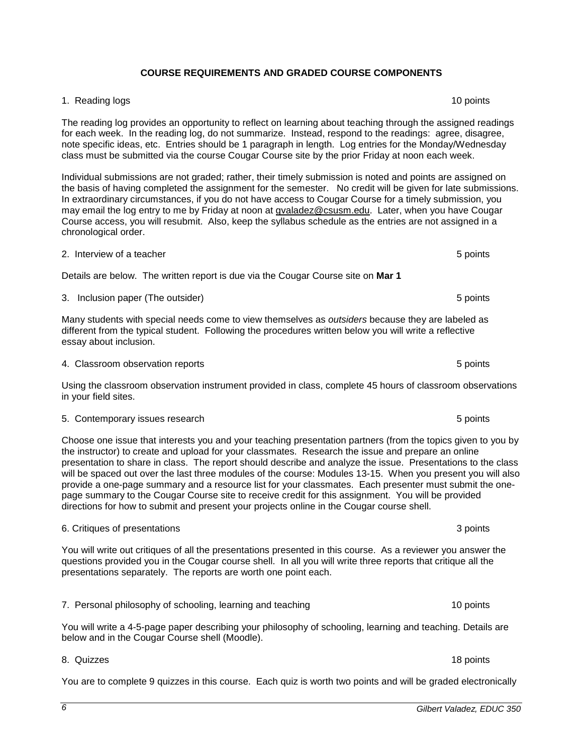## COURSE REQUIREMENTS AND GRADED COURSE COMPONENTS

1. Reading logs 10 points

The reading log provides an opportunity to reflect on learning about teaching through the assigned readings for each week. In the reading log, do not summarize. Instead, respond to the readings: agree, disagree, note specific ideas, etc. Entries should be 1 paragraph in length. Log entries for the Monday/Wednesday class must be submitted via the course Cougar Course site by the prior Friday at noon each week.

Individual submissions are not graded; rather, their timely submission is noted and points are assigned on the basis of having completed the assignment for the semester. No credit will be given for late submissions. In extraordinary circumstances, if you do not have access to Cougar Course for a timely submission, you may email the log entry to me by Friday at noon at gvaladez@csusm.edu. Later, when you have Cougar Course access, you will resubmit. Also, keep the syllabus schedule as the entries are not assigned in a chronological order.

2. Interview of a teacher 5 points

Details are below. The written report is due via the Cougar Course site on **Mar 1**

3. Inclusion paper (The outsider) 5 points

Many students with special needs come to view themselves as *outsiders* because they are labeled as different from the typical student. Following the procedures written below you will write a reflective essay about inclusion.

4. Classroom observation reports 5 points

Using the classroom observation instrument provided in class, complete 45 hours of classroom observations in your field sites.

5. Contemporary issues research 5 points

Choose one issue that interests you and your teaching presentation partners (from the topics given to you by the instructor) to create and upload for your classmates. Research the issue and prepare an online presentation to share in class. The report should describe and analyze the issue. Presentations to the class will be spaced out over the last three modules of the course: Modules 13-15. When you present you will also provide a one-page summary and a resource list for your classmates. Each presenter must submit the one-page summary to the Cougar Course site to receive credit for this assignment. You will be provided directions for how to submit and present your projects online in the Cougar course shell.

6. Critiques of presentations 3 points

You will write out critiques of all the presentations presented in this course. As a reviewer you answer the questions provided you in the Cougar course shell. In all you will write three reports that critique all the presentations separately. The reports are worth one point each.

7. Personal philosophy of schooling, learning and teaching 10 points

You will write a 4-5-page paper describing your philosophy of schooling, learning and teaching. Details are below and in the Cougar Course shell (Moodle).

8. Quizzes 18 points

You are to complete 9 quizzes in this course. Each quiz is worth two points and will be graded electronically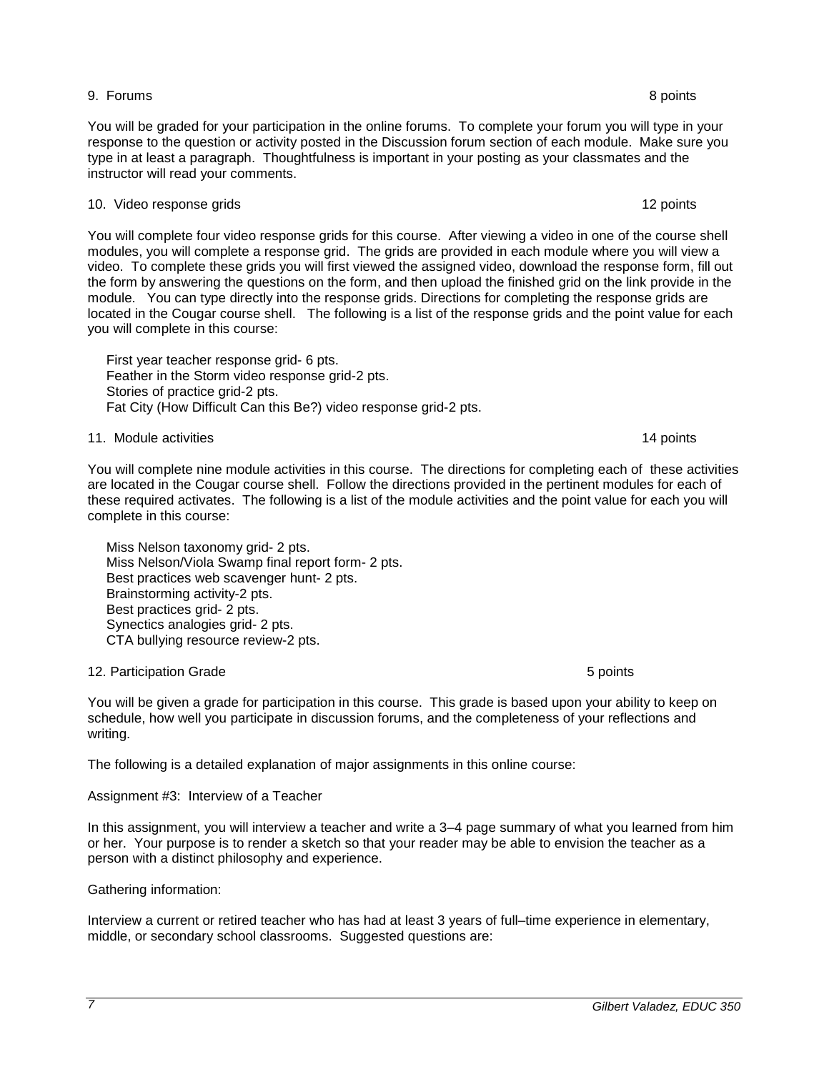9. Forums 8 points

You will be graded for your participation in the online forums. To complete your forum you will type in your response to the question or activity posted in the Discussion forum section of each module. Make sure you type in at least a paragraph. Thoughtfulness is important in your posting as your classmates and the instructor will read your comments.

10. Video response grids 12 points

You will complete four video response grids for this course. After viewing a video in one of the course shell modules, you will complete a response grid. The grids are provided in each module where you will view a video. To complete these grids you will first viewed the assigned video, download the response form, fill out the form by answering the questions on the form, and then upload the finished grid on the link provide in the module. You can type directly into the response grids. Directions for completing the response grids are located in the Cougar course shell. The following is a list of the response grids and the point value for each you will complete in this course:

First year teacher response grid- 6 pts.
Feather in the Storm video response grid-2 pts.
Stories of practice grid-2 pts.
Fat City (How Difficult Can this Be?) video response grid-2 pts.

11. Module activities 14 points

You will complete nine module activities in this course. The directions for completing each of these activities are located in the Cougar course shell. Follow the directions provided in the pertinent modules for each of these required activates. The following is a list of the module activities and the point value for each you will complete in this course:

Miss Nelson taxonomy grid- 2 pts.
Miss Nelson/Viola Swamp final report form- 2 pts.
Best practices web scavenger hunt- 2 pts.
Brainstorming activity-2 pts.
Best practices grid- 2 pts.
Synectics analogies grid- 2 pts.
CTA bullying resource review-2 pts.

12. Participation Grade 5 points

You will be given a grade for participation in this course. This grade is based upon your ability to keep on schedule, how well you participate in discussion forums, and the completeness of your reflections and writing.

The following is a detailed explanation of major assignments in this online course:

Assignment #3: Interview of a Teacher

In this assignment, you will interview a teacher and write a 3–4 page summary of what you learned from him or her. Your purpose is to render a sketch so that your reader may be able to envision the teacher as a person with a distinct philosophy and experience.

Gathering information:

Interview a current or retired teacher who has had at least 3 years of full–time experience in elementary, middle, or secondary school classrooms. Suggested questions are: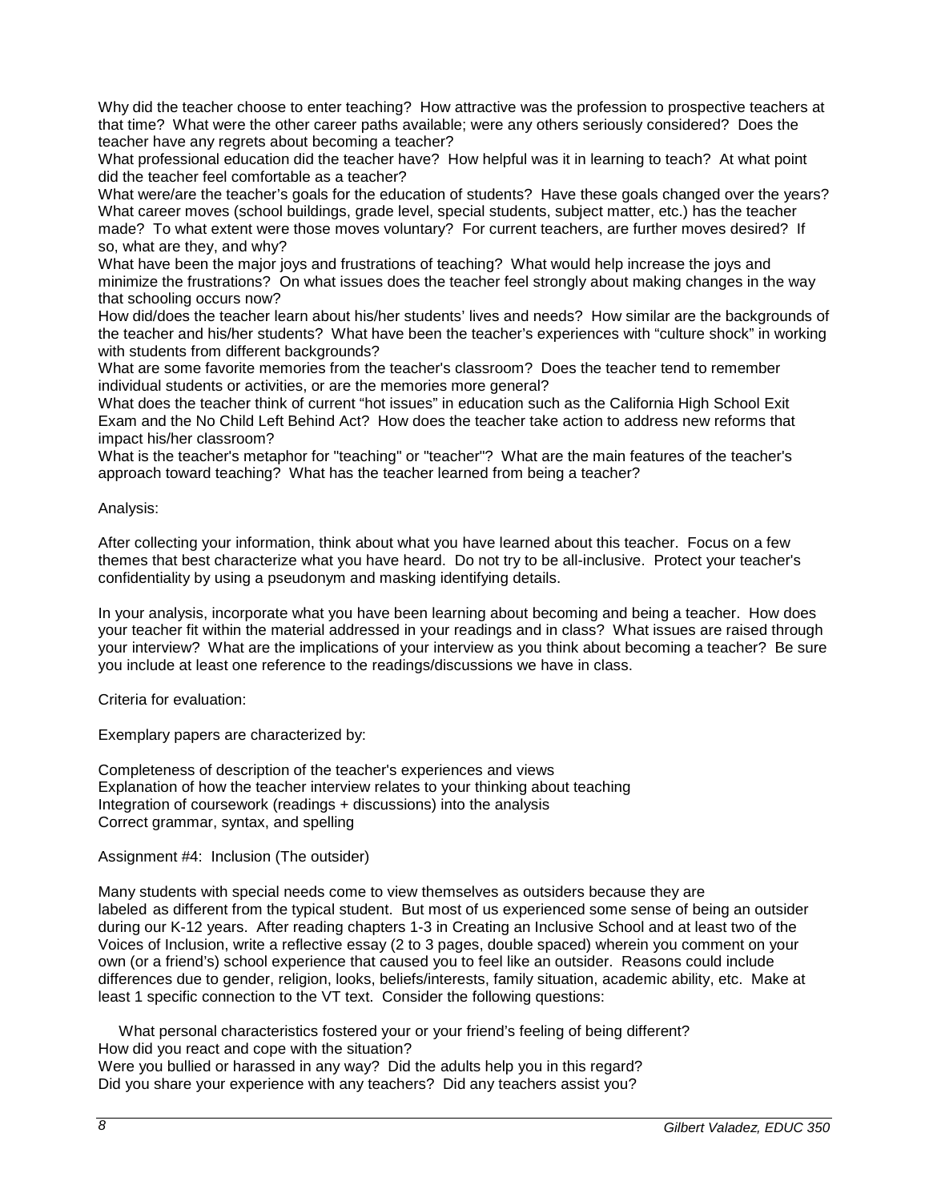Why did the teacher choose to enter teaching? How attractive was the profession to prospective teachers at that time? What were the other career paths available; were any others seriously considered? Does the teacher have any regrets about becoming a teacher?

What professional education did the teacher have? How helpful was it in learning to teach? At what point did the teacher feel comfortable as a teacher?

What were/are the teacher's goals for the education of students? Have these goals changed over the years?

What career moves (school buildings, grade level, special students, subject matter, etc.) has the teacher made? To what extent were those moves voluntary? For current teachers, are further moves desired? If so, what are they, and why?

What have been the major joys and frustrations of teaching? What would help increase the joys and minimize the frustrations? On what issues does the teacher feel strongly about making changes in the way that schooling occurs now?

How did/does the teacher learn about his/her students' lives and needs? How similar are the backgrounds of the teacher and his/her students? What have been the teacher's experiences with "culture shock" in working with students from different backgrounds?

What are some favorite memories from the teacher's classroom? Does the teacher tend to remember individual students or activities, or are the memories more general?

What does the teacher think of current "hot issues" in education such as the California High School Exit Exam and the No Child Left Behind Act? How does the teacher take action to address new reforms that impact his/her classroom?

What is the teacher's metaphor for "teaching" or "teacher"? What are the main features of the teacher's approach toward teaching? What has the teacher learned from being a teacher?

Analysis:

After collecting your information, think about what you have learned about this teacher. Focus on a few themes that best characterize what you have heard. Do not try to be all-inclusive. Protect your teacher's confidentiality by using a pseudonym and masking identifying details.

In your analysis, incorporate what you have been learning about becoming and being a teacher. How does your teacher fit within the material addressed in your readings and in class? What issues are raised through your interview? What are the implications of your interview as you think about becoming a teacher? Be sure you include at least one reference to the readings/discussions we have in class.

Criteria for evaluation:

Exemplary papers are characterized by:

Completeness of description of the teacher's experiences and views
Explanation of how the teacher interview relates to your thinking about teaching
Integration of coursework (readings + discussions) into the analysis
Correct grammar, syntax, and spelling

Assignment #4: Inclusion (The outsider)

Many students with special needs come to view themselves as outsiders because they are labeled as different from the typical student. But most of us experienced some sense of being an outsider during our K-12 years. After reading chapters 1-3 in Creating an Inclusive School and at least two of the Voices of Inclusion, write a reflective essay (2 to 3 pages, double spaced) wherein you comment on your own (or a friend's) school experience that caused you to feel like an outsider. Reasons could include differences due to gender, religion, looks, beliefs/interests, family situation, academic ability, etc. Make at least 1 specific connection to the VT text. Consider the following questions:

What personal characteristics fostered your or your friend's feeling of being different?
How did you react and cope with the situation?
Were you bullied or harassed in any way? Did the adults help you in this regard?
Did you share your experience with any teachers? Did any teachers assist you?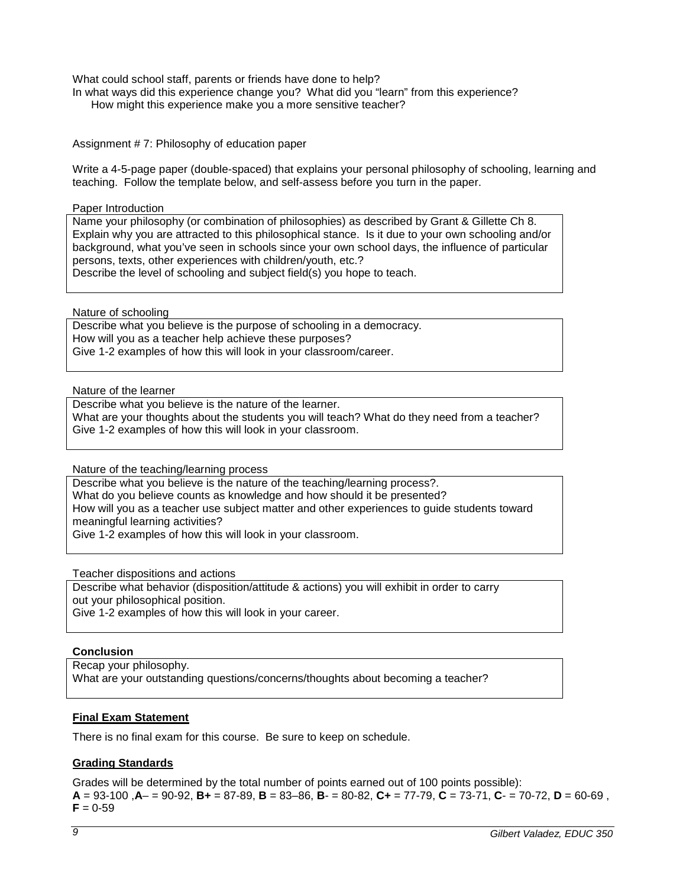What could school staff, parents or friends have done to help?
In what ways did this experience change you? What did you "learn" from this experience?
How might this experience make you a more sensitive teacher?

Assignment # 7: Philosophy of education paper

Write a 4-5-page paper (double-spaced) that explains your personal philosophy of schooling, learning and teaching. Follow the template below, and self-assess before you turn in the paper.

Paper Introduction

Name your philosophy (or combination of philosophies) as described by Grant & Gillette Ch 8.
Explain why you are attracted to this philosophical stance. Is it due to your own schooling and/or background, what you've seen in schools since your own school days, the influence of particular persons, texts, other experiences with children/youth, etc.?
Describe the level of schooling and subject field(s) you hope to teach.

Nature of schooling

Describe what you believe is the purpose of schooling in a democracy.
How will you as a teacher help achieve these purposes?
Give 1-2 examples of how this will look in your classroom/career.

Nature of the learner

Describe what you believe is the nature of the learner.
What are your thoughts about the students you will teach? What do they need from a teacher?
Give 1-2 examples of how this will look in your classroom.

Nature of the teaching/learning process

Describe what you believe is the nature of the teaching/learning process?.
What do you believe counts as knowledge and how should it be presented?
How will you as a teacher use subject matter and other experiences to guide students toward meaningful learning activities?
Give 1-2 examples of how this will look in your classroom.

Teacher dispositions and actions

Describe what behavior (disposition/attitude & actions) you will exhibit in order to carry out your philosophical position.
Give 1-2 examples of how this will look in your career.

**Conclusion**

Recap your philosophy.
What are your outstanding questions/concerns/thoughts about becoming a teacher?

## Final Exam Statement

There is no final exam for this course. Be sure to keep on schedule.

## Grading Standards

Grades will be determined by the total number of points earned out of 100 points possible):
**A** = 93-100 ,**A**– = 90-92, **B+** = 87-89, **B** = 83–86, **B**- = 80-82, **C+** = 77-79, **C** = 73-71, **C**- = 70-72, **D** = 60-69 , **F** = 0-59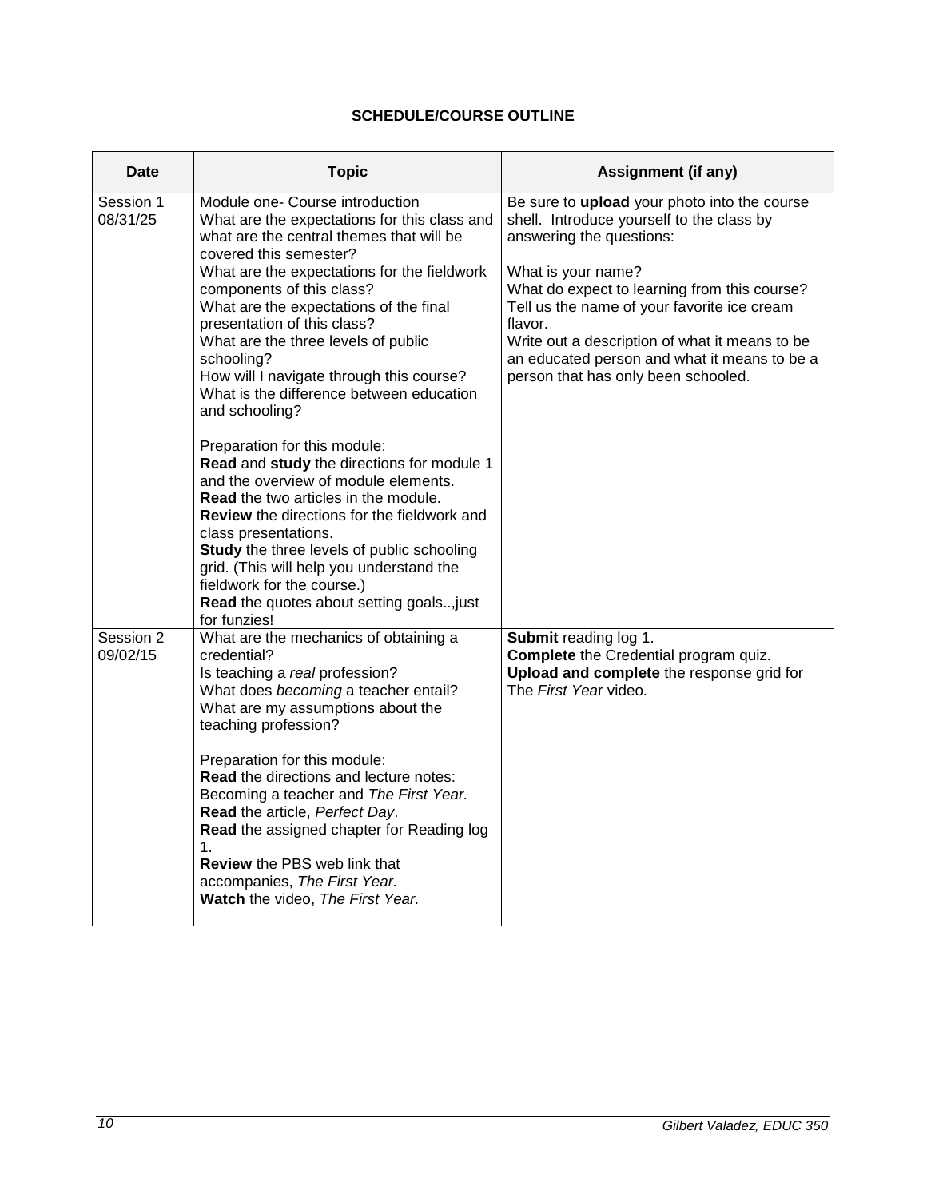## SCHEDULE/COURSE OUTLINE

| Date | Topic | Assignment (if any) |
|---|---|---|
| Session 1 08/31/25 | Module one- Course introduction<br>What are the expectations for this class and what are the central themes that will be covered this semester?<br>What are the expectations for the fieldwork components of this class?<br>What are the expectations of the final presentation of this class?<br>What are the three levels of public schooling?<br>How will I navigate through this course?<br>What is the difference between education and schooling?<br><br>Preparation for this module:<br>**Read** and **study** the directions for module 1 and the overview of module elements.<br>**Read** the two articles in the module.<br>**Review** the directions for the fieldwork and class presentations.<br>**Study** the three levels of public schooling grid. (This will help you understand the fieldwork for the course.)<br>**Read** the quotes about setting goals..,just for funzies! | Be sure to **upload** your photo into the course shell. Introduce yourself to the class by answering the questions:<br><br>What is your name?<br>What do expect to learning from this course?<br>Tell us the name of your favorite ice cream flavor.<br>Write out a description of what it means to be an educated person and what it means to be a person that has only been schooled. |
| Session 2 09/02/15 | What are the mechanics of obtaining a credential?<br>Is teaching a *real* profession?<br>What does *becoming* a teacher entail?<br>What are my assumptions about the teaching profession?<br><br>Preparation for this module:<br>**Read** the directions and lecture notes: Becoming a teacher and *The First Year.*<br>**Read** the article, *Perfect Day*.<br>**Read** the assigned chapter for Reading log 1.<br>**Review** the PBS web link that accompanies, *The First Year.*<br>**Watch** the video, *The First Year.* | **Submit** reading log 1.<br>**Complete** the Credential program quiz.<br>**Upload and complete** the response grid for The *First Yea*r video. |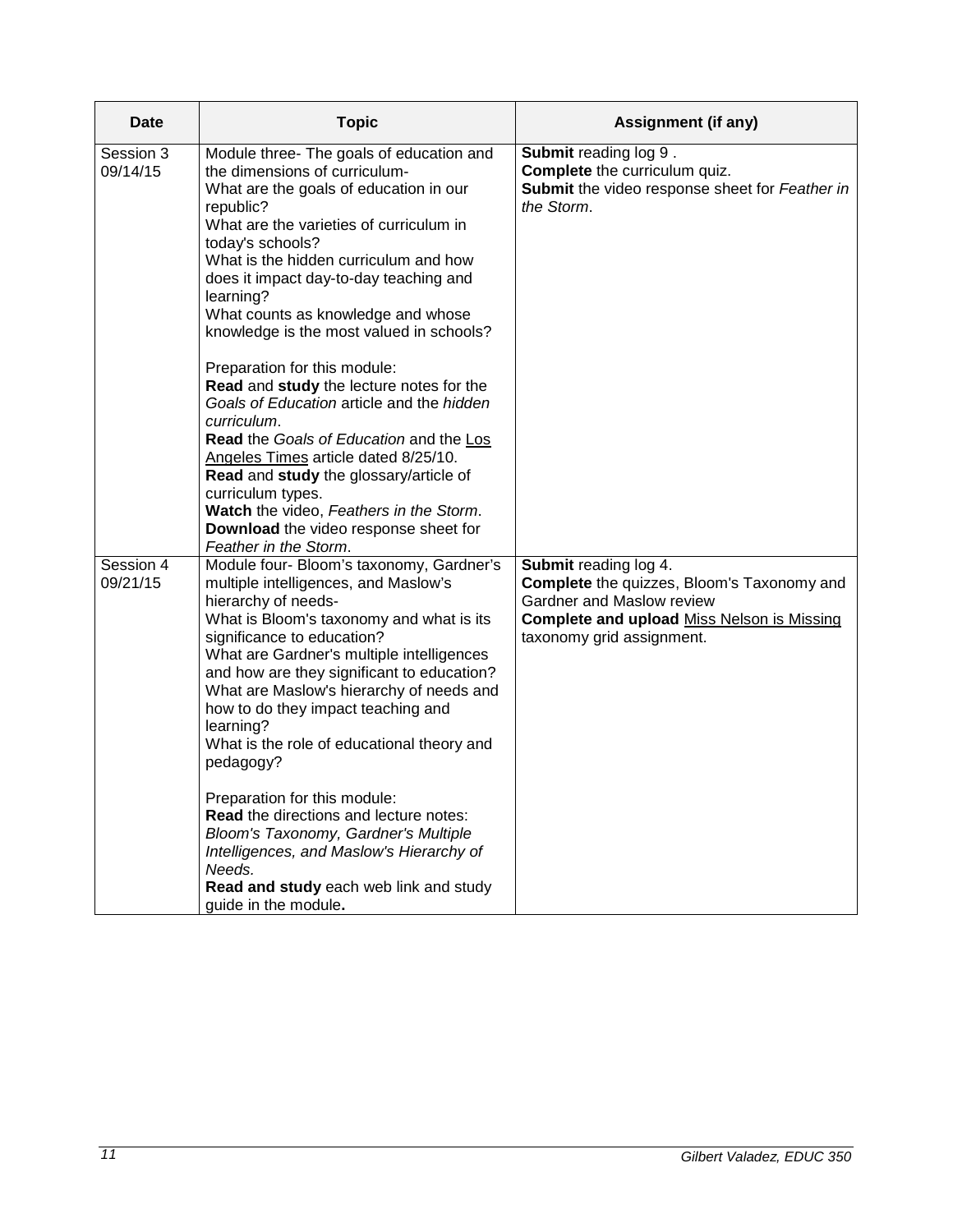| Date | Topic | Assignment (if any) |
| --- | --- | --- |
| Session 3 09/14/15 | Module three- The goals of education and the dimensions of curriculum-<br>What are the goals of education in our republic?<br>What are the varieties of curriculum in today's schools?<br>What is the hidden curriculum and how does it impact day-to-day teaching and learning?<br>What counts as knowledge and whose knowledge is the most valued in schools?<br><br>Preparation for this module:<br>**Read** and **study** the lecture notes for the *Goals of Education* article and the *hidden curriculum*.<br>**Read** the *Goals of Education* and the Los Angeles Times article dated 8/25/10.<br>**Read** and **study** the glossary/article of curriculum types.<br>**Watch** the video, *Feathers in the Storm*.<br>**Download** the video response sheet for *Feather in the Storm*. | **Submit** reading log 9 .<br>**Complete** the curriculum quiz.<br>**Submit** the video response sheet for *Feather in the Storm*. |
| Session 4 09/21/15 | Module four- Bloom's taxonomy, Gardner's multiple intelligences, and Maslow's hierarchy of needs-<br>What is Bloom's taxonomy and what is its significance to education?<br>What are Gardner's multiple intelligences and how are they significant to education?<br>What are Maslow's hierarchy of needs and how to do they impact teaching and learning?<br>What is the role of educational theory and pedagogy?<br><br>Preparation for this module:<br>**Read** the directions and lecture notes: *Bloom's Taxonomy, Gardner's Multiple Intelligences, and Maslow's Hierarchy of Needs.*<br>**Read and study** each web link and study guide in the module**.** | **Submit** reading log 4.<br>**Complete** the quizzes, Bloom's Taxonomy and Gardner and Maslow review<br>**Complete and upload** Miss Nelson is Missing taxonomy grid assignment. |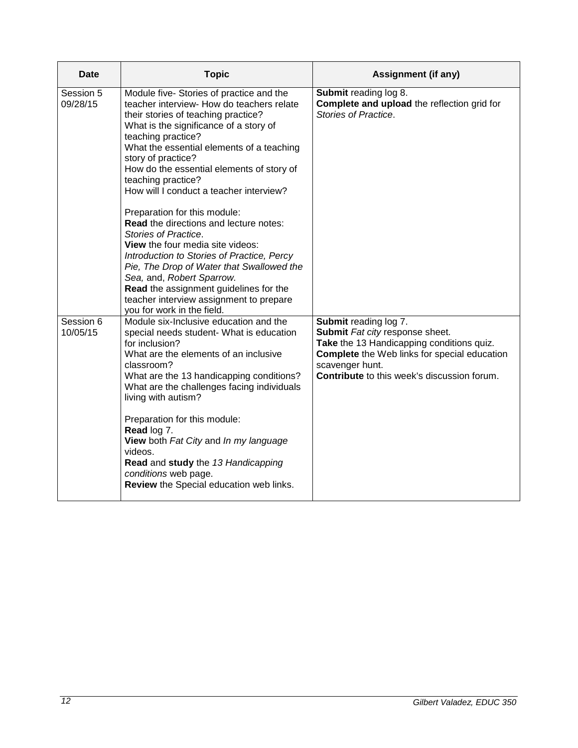| Date | Topic | Assignment (if any) |
|---|---|---|
| Session 5 09/28/15 | Module five- Stories of practice and the teacher interview- How do teachers relate their stories of teaching practice?<br>What is the significance of a story of teaching practice?<br>What the essential elements of a teaching story of practice?<br>How do the essential elements of story of teaching practice?<br>How will I conduct a teacher interview?<br><br>Preparation for this module:<br>**Read** the directions and lecture notes: *Stories of Practice*.<br>**View** the four media site videos: *Introduction to Stories of Practice, Percy Pie, The Drop of Water that Swallowed the Sea,* and, *Robert Sparrow.*<br>**Read** the assignment guidelines for the teacher interview assignment to prepare you for work in the field. | **Submit** reading log 8.<br>**Complete and upload** the reflection grid for *Stories of Practice*. |
| Session 6 10/05/15 | Module six-Inclusive education and the special needs student- What is education for inclusion?<br>What are the elements of an inclusive classroom?<br>What are the 13 handicapping conditions?<br>What are the challenges facing individuals living with autism?<br><br>Preparation for this module:<br>**Read** log 7.<br>**View** both *Fat City* and *In my language* videos.<br>**Read** and **study** the *13 Handicapping conditions* web page.<br>**Review** the Special education web links. | **Submit** reading log 7.<br>**Submit** *Fat city* response sheet.<br>**Take** the 13 Handicapping conditions quiz.<br>**Complete** the Web links for special education scavenger hunt.<br>**Contribute** to this week's discussion forum. |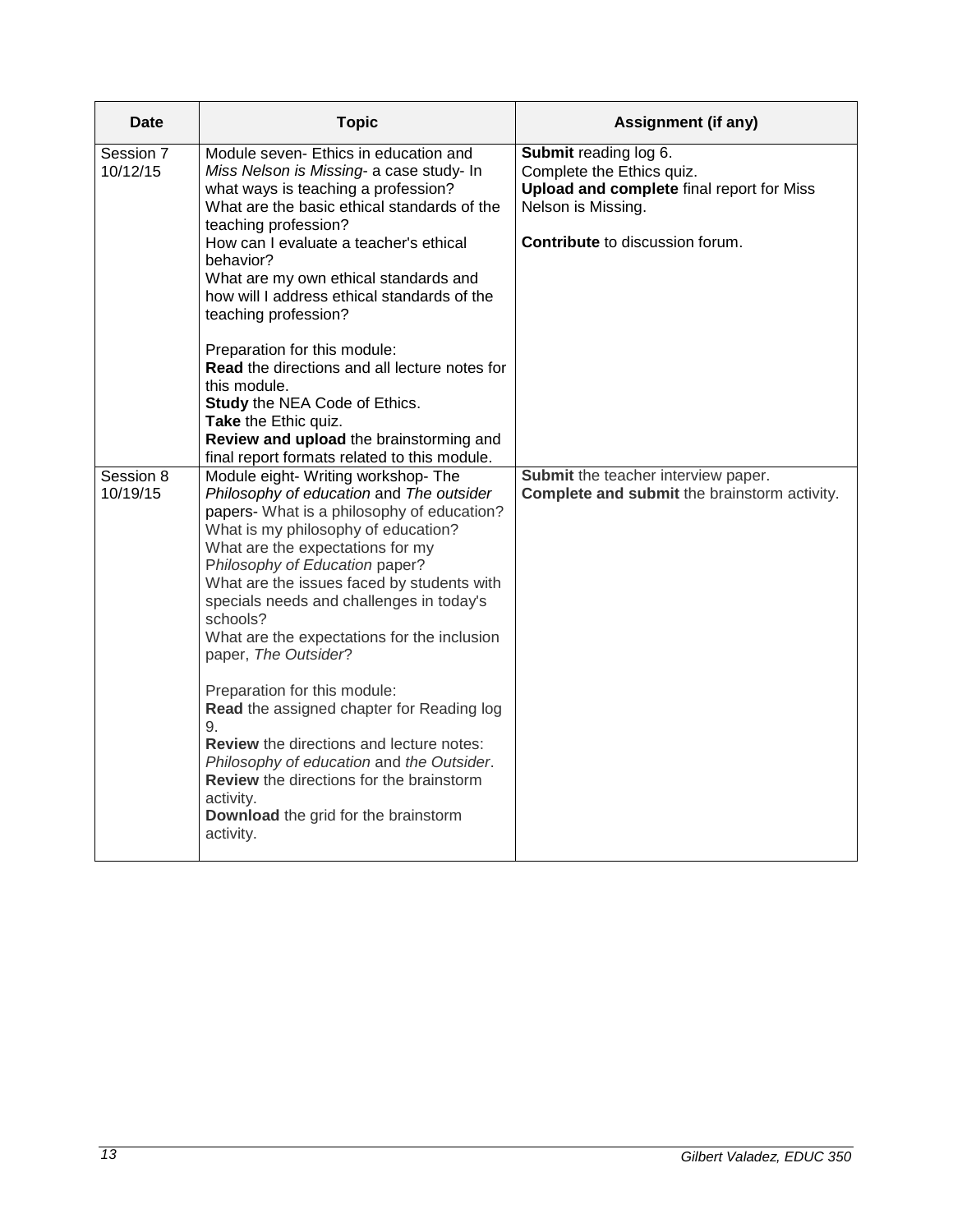| Date | Topic | Assignment (if any) |
|---|---|---|
| Session 7 10/12/15 | Module seven- Ethics in education and *Miss Nelson is Missing*- a case study- In what ways is teaching a profession? What are the basic ethical standards of the teaching profession? How can I evaluate a teacher's ethical behavior? What are my own ethical standards and how will I address ethical standards of the teaching profession?<br><br>Preparation for this module:<br>**Read** the directions and all lecture notes for this module.<br>**Study** the NEA Code of Ethics.<br>**Take** the Ethic quiz.<br>**Review and upload** the brainstorming and final report formats related to this module. | **Submit** reading log 6.<br>Complete the Ethics quiz.<br>**Upload and complete** final report for Miss Nelson is Missing.<br><br>**Contribute** to discussion forum. |
| Session 8 10/19/15 | Module eight- Writing workshop- The *Philosophy of education* and *The outsider* papers- What is a philosophy of education? What is my philosophy of education? What are the expectations for my P*hilosophy of Education* paper? What are the issues faced by students with specials needs and challenges in today's schools? What are the expectations for the inclusion paper, *The Outsider*?<br><br>Preparation for this module:<br>**Read** the assigned chapter for Reading log 9.<br>**Review** the directions and lecture notes: *Philosophy of education* and *the Outsider*.<br>**Review** the directions for the brainstorm activity.<br>**Download** the grid for the brainstorm activity. | **Submit** the teacher interview paper.<br>**Complete and submit** the brainstorm activity. |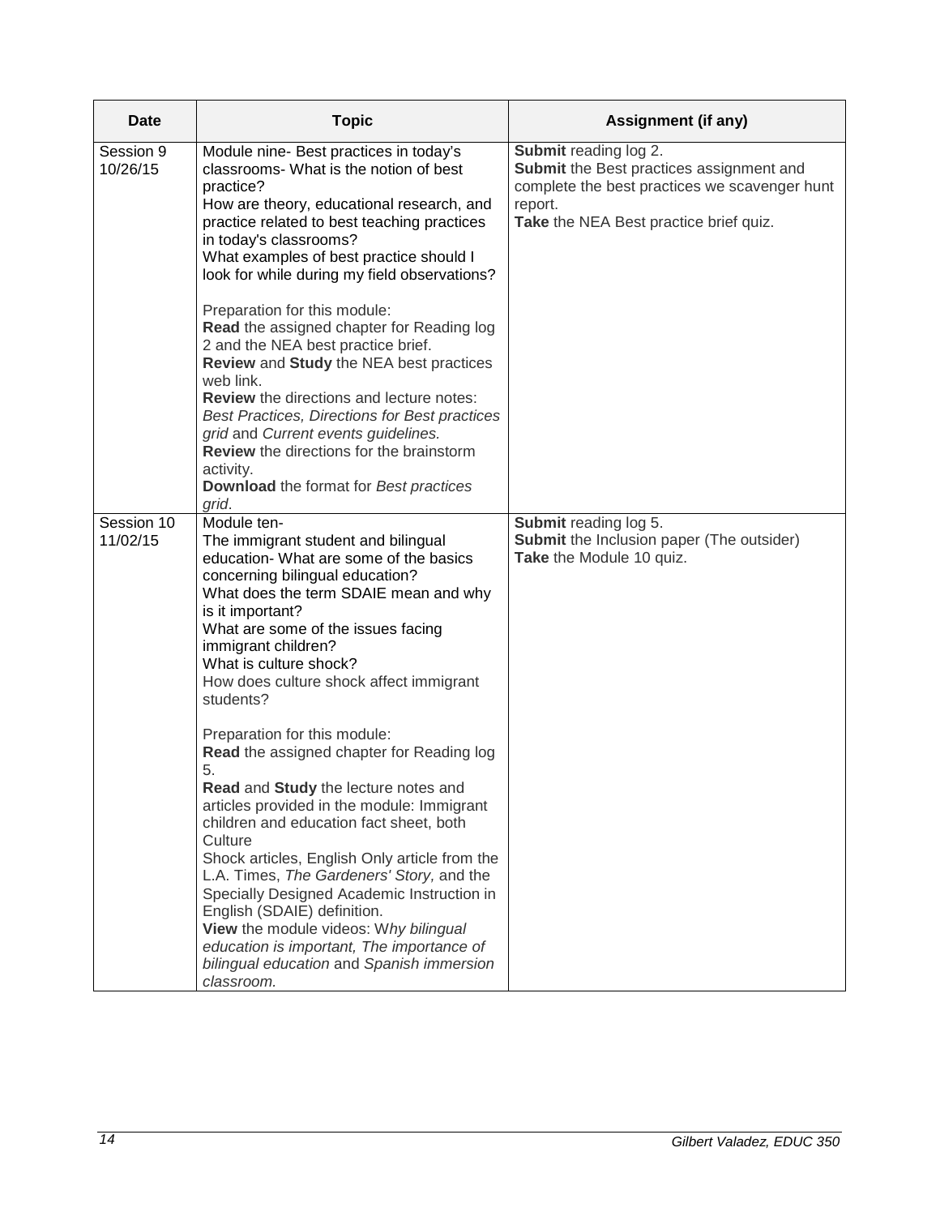| Date | Topic | Assignment (if any) |
|---|---|---|
| Session 9 10/26/15 | Module nine- Best practices in today's classrooms- What is the notion of best practice?<br>How are theory, educational research, and practice related to best teaching practices in today's classrooms?<br>What examples of best practice should I look for while during my field observations?<br><br>Preparation for this module:<br>**Read** the assigned chapter for Reading log 2 and the NEA best practice brief.<br>**Review** and **Study** the NEA best practices web link.<br>**Review** the directions and lecture notes: *Best Practices, Directions for Best practices grid* and *Current events guidelines.*<br>**Review** the directions for the brainstorm activity.<br>**Download** the format for *Best practices grid*. | **Submit** reading log 2.<br>**Submit** the Best practices assignment and complete the best practices we scavenger hunt report.<br>**Take** the NEA Best practice brief quiz. |
| Session 10 11/02/15 | Module ten-<br>The immigrant student and bilingual education- What are some of the basics concerning bilingual education?<br>What does the term SDAIE mean and why is it important?<br>What are some of the issues facing immigrant children?<br>What is culture shock?<br>How does culture shock affect immigrant students?<br><br>Preparation for this module:<br>**Read** the assigned chapter for Reading log 5.<br>**Read** and **Study** the lecture notes and articles provided in the module: Immigrant children and education fact sheet, both Culture Shock articles, English Only article from the L.A. Times, *The Gardeners' Story,* and the Specially Designed Academic Instruction in English (SDAIE) definition.<br>**View** the module videos: W*hy bilingual education is important, The importance of bilingual education* and *Spanish immersion classroom.* | **Submit** reading log 5.<br>**Submit** the Inclusion paper (The outsider)<br>**Take** the Module 10 quiz. |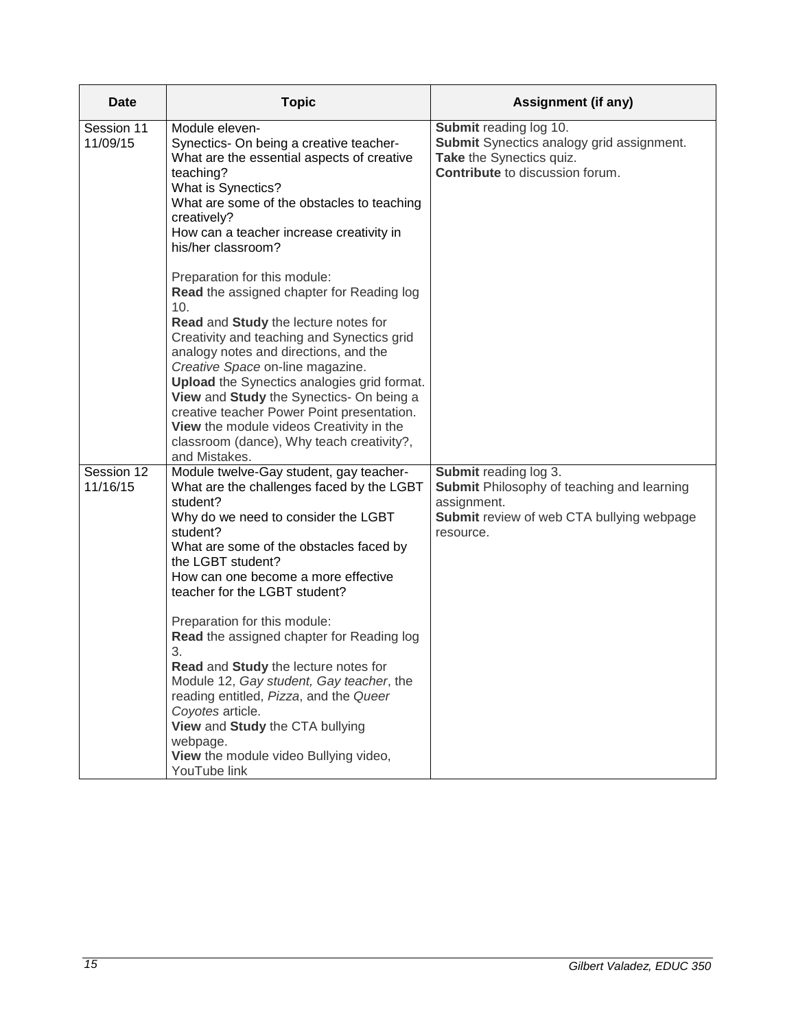| Date | Topic | Assignment (if any) |
| --- | --- | --- |
| Session 11 11/09/15 | Module eleven- Synectics- On being a creative teacher- What are the essential aspects of creative teaching? What is Synectics? What are some of the obstacles to teaching creatively? How can a teacher increase creativity in his/her classroom?<br><br>Preparation for this module:<br>**Read** the assigned chapter for Reading log 10.<br>**Read** and **Study** the lecture notes for Creativity and teaching and Synectics grid analogy notes and directions, and the *Creative Space* on-line magazine.<br>**Upload** the Synectics analogies grid format.<br>**View** and **Study** the Synectics- On being a creative teacher Power Point presentation.<br>**View** the module videos Creativity in the classroom (dance), Why teach creativity?, and Mistakes. | **Submit** reading log 10.<br>**Submit** Synectics analogy grid assignment.<br>**Take** the Synectics quiz.<br>**Contribute** to discussion forum. |
| Session 12 11/16/15 | Module twelve-Gay student, gay teacher- What are the challenges faced by the LGBT student? Why do we need to consider the LGBT student? What are some of the obstacles faced by the LGBT student? How can one become a more effective teacher for the LGBT student?<br><br>Preparation for this module:<br>**Read** the assigned chapter for Reading log 3.<br>**Read** and **Study** the lecture notes for Module 12, *Gay student, Gay teacher*, the reading entitled, *Pizza*, and the *Queer Coyotes* article.<br>**View** and **Study** the CTA bullying webpage.<br>**View** the module video Bullying video, YouTube link | **Submit** reading log 3.<br>**Submit** Philosophy of teaching and learning assignment.<br>**Submit** review of web CTA bullying webpage resource. |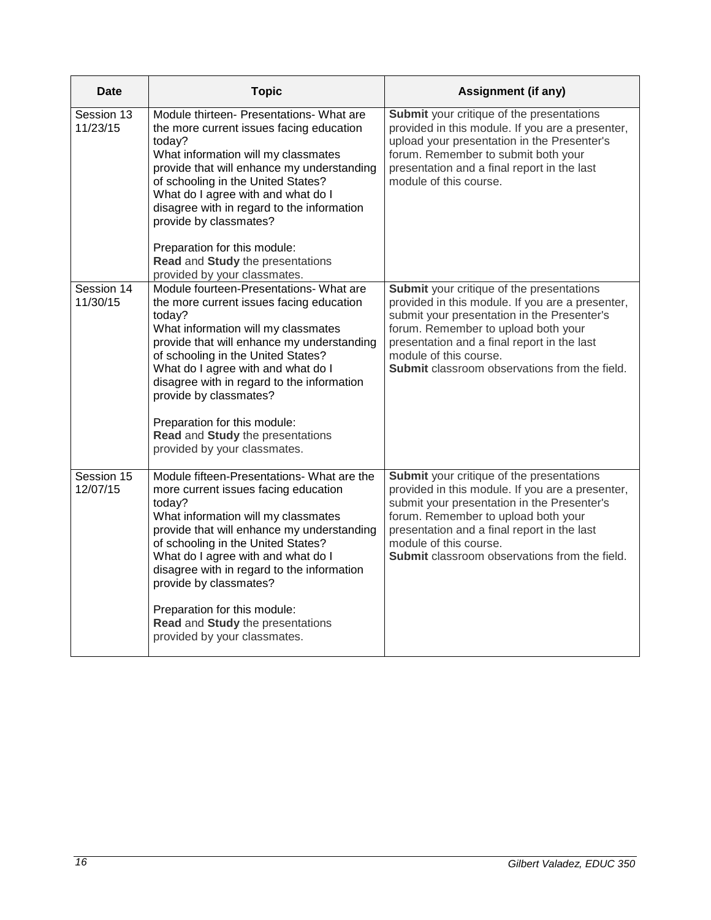| Date | Topic | Assignment (if any) |
|---|---|---|
| Session 13 11/23/15 | Module thirteen- Presentations- What are the more current issues facing education today?<br>What information will my classmates provide that will enhance my understanding of schooling in the United States?<br>What do I agree with and what do I disagree with in regard to the information provide by classmates?<br><br>Preparation for this module:<br>**Read** and **Study** the presentations provided by your classmates. | **Submit** your critique of the presentations provided in this module. If you are a presenter, upload your presentation in the Presenter's forum. Remember to submit both your presentation and a final report in the last module of this course. |
| Session 14 11/30/15 | Module fourteen-Presentations- What are the more current issues facing education today?<br>What information will my classmates provide that will enhance my understanding of schooling in the United States?<br>What do I agree with and what do I disagree with in regard to the information provide by classmates?<br><br>Preparation for this module:<br>**Read** and **Study** the presentations provided by your classmates. | **Submit** your critique of the presentations provided in this module. If you are a presenter, submit your presentation in the Presenter's forum. Remember to upload both your presentation and a final report in the last module of this course.<br>**Submit** classroom observations from the field. |
| Session 15 12/07/15 | Module fifteen-Presentations- What are the more current issues facing education today?<br>What information will my classmates provide that will enhance my understanding of schooling in the United States?<br>What do I agree with and what do I disagree with in regard to the information provide by classmates?<br><br>Preparation for this module:<br>**Read** and **Study** the presentations provided by your classmates. | **Submit** your critique of the presentations provided in this module. If you are a presenter, submit your presentation in the Presenter's forum. Remember to upload both your presentation and a final report in the last module of this course.<br>**Submit** classroom observations from the field. |